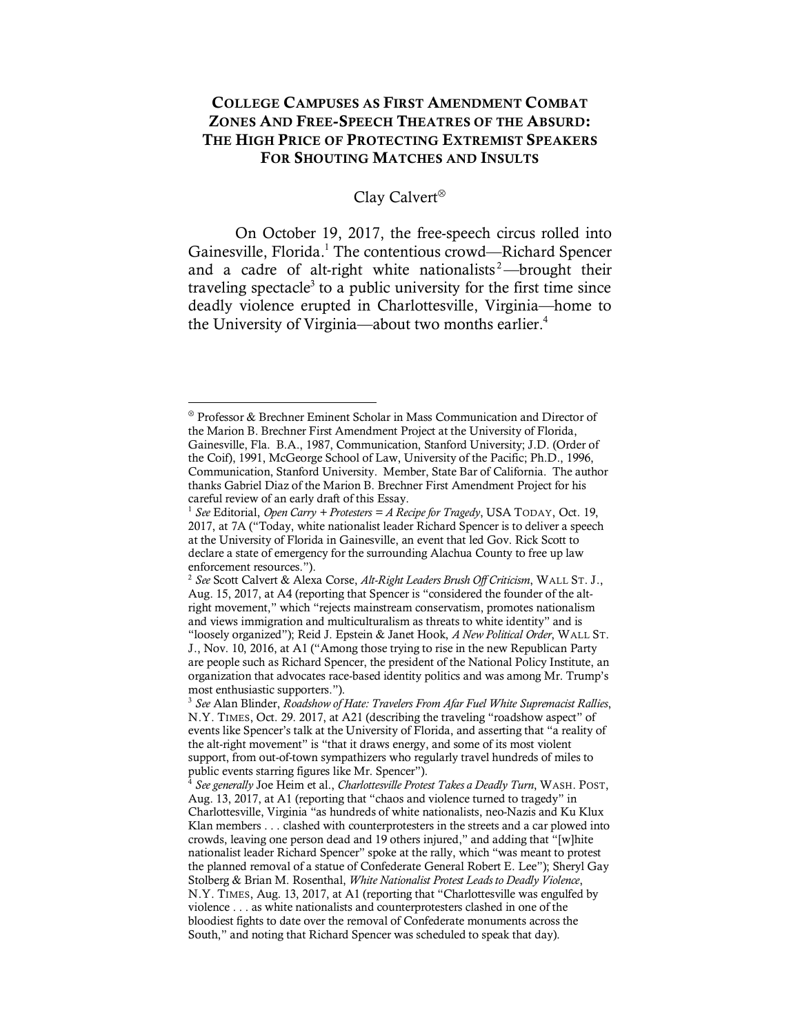# College Campuses as First Amendment Combat Zones and Free-Speech Theatres of the Absurd: The High Price of Protecting Extremist Speakers for Shouting Matches and Insults

Clay Calvert[⊗]

On October 19, 2017, the free-speech circus rolled into Gainesville, Florida.[1] The contentious crowd—Richard Spencer and a cadre of alt-right white nationalists[2]—brought their traveling spectacle[3] to a public university for the first time since deadly violence erupted in Charlottesville, Virginia—home to the University of Virginia—about two months earlier.[4]

---

[⊗] Professor & Brechner Eminent Scholar in Mass Communication and Director of the Marion B. Brechner First Amendment Project at the University of Florida, Gainesville, Fla. B.A., 1987, Communication, Stanford University; J.D. (Order of the Coif), 1991, McGeorge School of Law, University of the Pacific; Ph.D., 1996, Communication, Stanford University. Member, State Bar of California. The author thanks Gabriel Diaz of the Marion B. Brechner First Amendment Project for his careful review of an early draft of this Essay.

[1] *See* Editorial, *Open Carry + Protesters = A Recipe for Tragedy*, USA TODAY, Oct. 19, 2017, at 7A ("Today, white nationalist leader Richard Spencer is to deliver a speech at the University of Florida in Gainesville, an event that led Gov. Rick Scott to declare a state of emergency for the surrounding Alachua County to free up law enforcement resources.").

[2] *See* Scott Calvert & Alexa Corse, *Alt-Right Leaders Brush Off Criticism*, WALL ST. J., Aug. 15, 2017, at A4 (reporting that Spencer is "considered the founder of the alt-right movement," which "rejects mainstream conservatism, promotes nationalism and views immigration and multiculturalism as threats to white identity" and is "loosely organized"); Reid J. Epstein & Janet Hook, *A New Political Order*, WALL ST. J., Nov. 10, 2016, at A1 ("Among those trying to rise in the new Republican Party are people such as Richard Spencer, the president of the National Policy Institute, an organization that advocates race-based identity politics and was among Mr. Trump's most enthusiastic supporters.").

[3] *See* Alan Blinder, *Roadshow of Hate: Travelers From Afar Fuel White Supremacist Rallies*, N.Y. TIMES, Oct. 29. 2017, at A21 (describing the traveling "roadshow aspect" of events like Spencer's talk at the University of Florida, and asserting that "a reality of the alt-right movement" is "that it draws energy, and some of its most violent support, from out-of-town sympathizers who regularly travel hundreds of miles to public events starring figures like Mr. Spencer").

[4] *See generally* Joe Heim et al., *Charlottesville Protest Takes a Deadly Turn*, WASH. POST, Aug. 13, 2017, at A1 (reporting that "chaos and violence turned to tragedy" in Charlottesville, Virginia "as hundreds of white nationalists, neo-Nazis and Ku Klux Klan members . . . clashed with counterprotesters in the streets and a car plowed into crowds, leaving one person dead and 19 others injured," and adding that "[w]hite nationalist leader Richard Spencer" spoke at the rally, which "was meant to protest the planned removal of a statue of Confederate General Robert E. Lee"); Sheryl Gay Stolberg & Brian M. Rosenthal, *White Nationalist Protest Leads to Deadly Violence*, N.Y. TIMES, Aug. 13, 2017, at A1 (reporting that "Charlottesville was engulfed by violence . . . as white nationalists and counterprotesters clashed in one of the bloodiest fights to date over the removal of Confederate monuments across the South," and noting that Richard Spencer was scheduled to speak that day).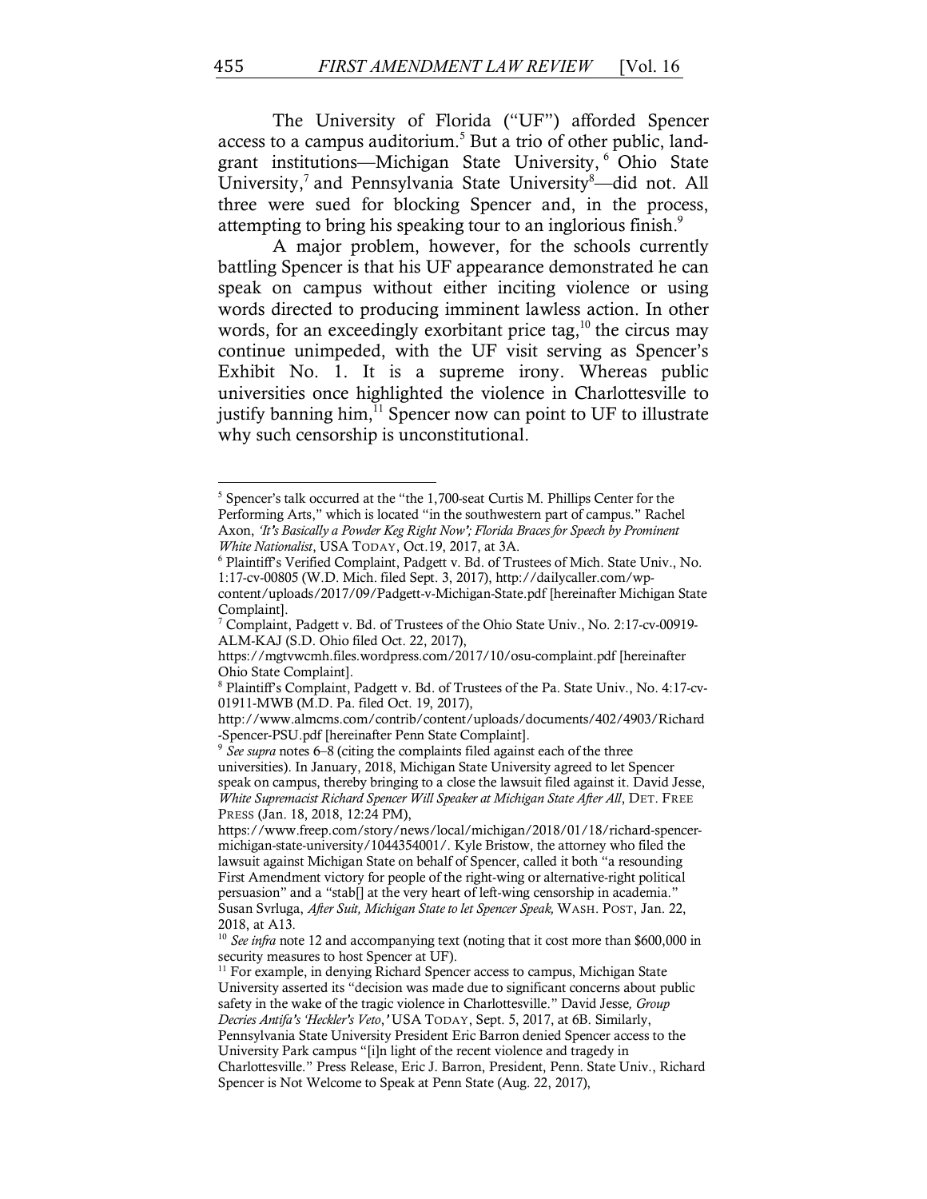The University of Florida ("UF") afforded Spencer access to a campus auditorium.[5] But a trio of other public, land-grant institutions—Michigan State University,[6] Ohio State University,[7] and Pennsylvania State University[8]—did not. All three were sued for blocking Spencer and, in the process, attempting to bring his speaking tour to an inglorious finish.[9]

A major problem, however, for the schools currently battling Spencer is that his UF appearance demonstrated he can speak on campus without either inciting violence or using words directed to producing imminent lawless action. In other words, for an exceedingly exorbitant price tag,[10] the circus may continue unimpeded, with the UF visit serving as Spencer's Exhibit No. 1. It is a supreme irony. Whereas public universities once highlighted the violence in Charlottesville to justify banning him,[11] Spencer now can point to UF to illustrate why such censorship is unconstitutional.

---

[5] Spencer's talk occurred at the "the 1,700-seat Curtis M. Phillips Center for the Performing Arts," which is located "in the southwestern part of campus." Rachel Axon, *'It's Basically a Powder Keg Right Now'; Florida Braces for Speech by Prominent White Nationalist*, USA TODAY, Oct.19, 2017, at 3A.

[6] Plaintiff's Verified Complaint, Padgett v. Bd. of Trustees of Mich. State Univ., No. 1:17-cv-00805 (W.D. Mich. filed Sept. 3, 2017), http://dailycaller.com/wp-content/uploads/2017/09/Padgett-v-Michigan-State.pdf [hereinafter Michigan State Complaint].

[7] Complaint, Padgett v. Bd. of Trustees of the Ohio State Univ., No. 2:17-cv-00919-ALM-KAJ (S.D. Ohio filed Oct. 22, 2017), https://mgtvwcmh.files.wordpress.com/2017/10/osu-complaint.pdf [hereinafter Ohio State Complaint].

[8] Plaintiff's Complaint, Padgett v. Bd. of Trustees of the Pa. State Univ., No. 4:17-cv-01911-MWB (M.D. Pa. filed Oct. 19, 2017), http://www.almcms.com/contrib/content/uploads/documents/402/4903/Richard-Spencer-PSU.pdf [hereinafter Penn State Complaint].

[9] *See supra* notes 6–8 (citing the complaints filed against each of the three universities). In January, 2018, Michigan State University agreed to let Spencer speak on campus, thereby bringing to a close the lawsuit filed against it. David Jesse, *White Supremacist Richard Spencer Will Speaker at Michigan State After All*, DET. FREE PRESS (Jan. 18, 2018, 12:24 PM), https://www.freep.com/story/news/local/michigan/2018/01/18/richard-spencer-michigan-state-university/1044354001/. Kyle Bristow, the attorney who filed the lawsuit against Michigan State on behalf of Spencer, called it both "a resounding First Amendment victory for people of the right-wing or alternative-right political persuasion" and a "stab[] at the very heart of left-wing censorship in academia." Susan Svrluga, *After Suit, Michigan State to let Spencer Speak,* WASH. POST, Jan. 22, 2018, at A13.

[10] *See infra* note 12 and accompanying text (noting that it cost more than $600,000 in security measures to host Spencer at UF).

[11] For example, in denying Richard Spencer access to campus, Michigan State University asserted its "decision was made due to significant concerns about public safety in the wake of the tragic violence in Charlottesville." David Jesse*, Group Decries Antifa's 'Heckler's Veto*,*'* USA TODAY, Sept. 5, 2017, at 6B. Similarly, Pennsylvania State University President Eric Barron denied Spencer access to the University Park campus "[i]n light of the recent violence and tragedy in Charlottesville." Press Release, Eric J. Barron, President, Penn. State Univ., Richard Spencer is Not Welcome to Speak at Penn State (Aug. 22, 2017),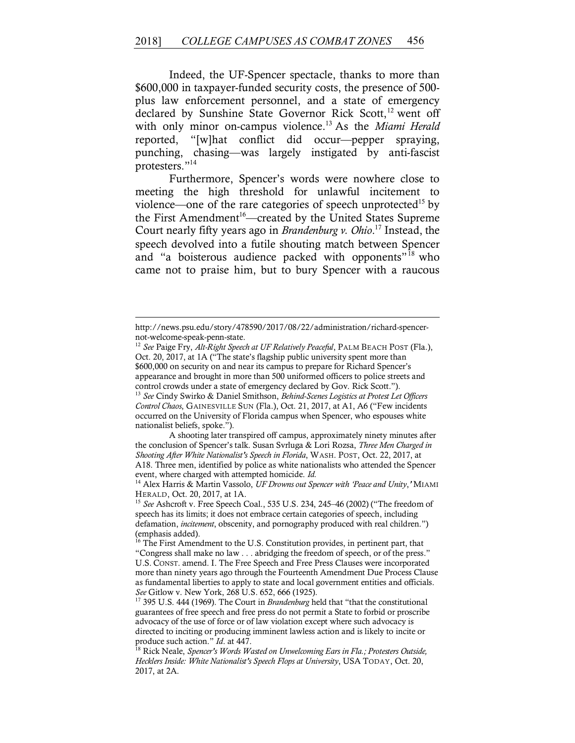Indeed, the UF-Spencer spectacle, thanks to more than $600,000 in taxpayer-funded security costs, the presence of 500-plus law enforcement personnel, and a state of emergency declared by Sunshine State Governor Rick Scott,[12] went off with only minor on-campus violence.[13] As the *Miami Herald* reported, "[w]hat conflict did occur—pepper spraying, punching, chasing—was largely instigated by anti-fascist protesters."[14]

Furthermore, Spencer's words were nowhere close to meeting the high threshold for unlawful incitement to violence—one of the rare categories of speech unprotected[15] by the First Amendment[16]—created by the United States Supreme Court nearly fifty years ago in *Brandenburg v. Ohio*.[17] Instead, the speech devolved into a futile shouting match between Spencer and "a boisterous audience packed with opponents"[18] who came not to praise him, but to bury Spencer with a raucous

---

http://news.psu.edu/story/478590/2017/08/22/administration/richard-spencer-not-welcome-speak-penn-state.

[12] *See* Paige Fry, *Alt-Right Speech at UF Relatively Peaceful*, PALM BEACH POST (Fla.), Oct. 20, 2017, at 1A ("The state's flagship public university spent more than $600,000 on security on and near its campus to prepare for Richard Spencer's appearance and brought in more than 500 uniformed officers to police streets and control crowds under a state of emergency declared by Gov. Rick Scott.").

[13] *See* Cindy Swirko & Daniel Smithson, *Behind-Scenes Logistics at Protest Let Officers Control Chaos*, GAINESVILLE SUN (Fla.), Oct. 21, 2017, at A1, A6 ("Few incidents occurred on the University of Florida campus when Spencer, who espouses white nationalist beliefs, spoke.").

A shooting later transpired off campus, approximately ninety minutes after the conclusion of Spencer's talk. Susan Svrluga & Lori Rozsa, *Three Men Charged in Shooting After White Nationalist's Speech in Florida*, WASH. POST, Oct. 22, 2017, at A18. Three men, identified by police as white nationalists who attended the Spencer event, where charged with attempted homicide. *Id.*

[14] Alex Harris & Martin Vassolo, *UF Drowns out Spencer with 'Peace and Unity*,*'* MIAMI HERALD, Oct. 20, 2017, at 1A.

[15] *See* Ashcroft v. Free Speech Coal., 535 U.S. 234, 245–46 (2002) ("The freedom of speech has its limits; it does not embrace certain categories of speech, including defamation, *incitement*, obscenity, and pornography produced with real children.") (emphasis added).

[16] The First Amendment to the U.S. Constitution provides, in pertinent part, that "Congress shall make no law . . . abridging the freedom of speech, or of the press." U.S. CONST. amend. I. The Free Speech and Free Press Clauses were incorporated more than ninety years ago through the Fourteenth Amendment Due Process Clause as fundamental liberties to apply to state and local government entities and officials. *See* Gitlow v. New York, 268 U.S. 652, 666 (1925).

[17] 395 U.S. 444 (1969). The Court in *Brandenburg* held that "that the constitutional guarantees of free speech and free press do not permit a State to forbid or proscribe advocacy of the use of force or of law violation except where such advocacy is directed to inciting or producing imminent lawless action and is likely to incite or produce such action." *Id.* at 447.

[18] Rick Neale, *Spencer's Words Wasted on Unwelcoming Ears in Fla.; Protesters Outside, Hecklers Inside: White Nationalist's Speech Flops at University*, USA TODAY, Oct. 20, 2017, at 2A.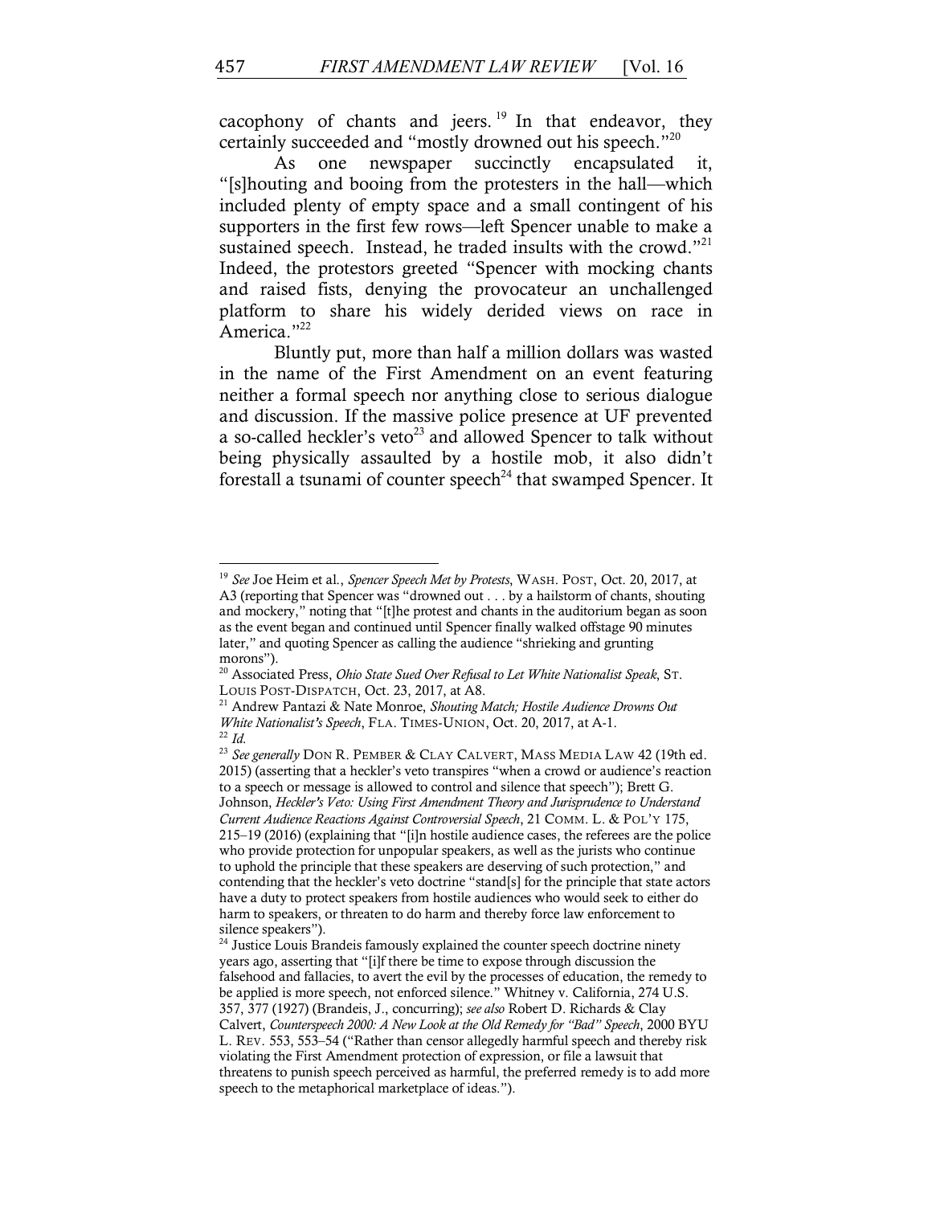cacophony of chants and jeers.[19] In that endeavor, they certainly succeeded and "mostly drowned out his speech."[20]

As one newspaper succinctly encapsulated it, "[s]houting and booing from the protesters in the hall—which included plenty of empty space and a small contingent of his supporters in the first few rows—left Spencer unable to make a sustained speech. Instead, he traded insults with the crowd."[21] Indeed, the protestors greeted "Spencer with mocking chants and raised fists, denying the provocateur an unchallenged platform to share his widely derided views on race in America."[22]

Bluntly put, more than half a million dollars was wasted in the name of the First Amendment on an event featuring neither a formal speech nor anything close to serious dialogue and discussion. If the massive police presence at UF prevented a so-called heckler's veto[23] and allowed Spencer to talk without being physically assaulted by a hostile mob, it also didn't forestall a tsunami of counter speech[24] that swamped Spencer. It

---

[19] *See* Joe Heim et al., *Spencer Speech Met by Protests*, WASH. POST, Oct. 20, 2017, at A3 (reporting that Spencer was "drowned out . . . by a hailstorm of chants, shouting and mockery," noting that "[t]he protest and chants in the auditorium began as soon as the event began and continued until Spencer finally walked offstage 90 minutes later," and quoting Spencer as calling the audience "shrieking and grunting morons").

[20] Associated Press, *Ohio State Sued Over Refusal to Let White Nationalist Speak*, ST. LOUIS POST-DISPATCH, Oct. 23, 2017, at A8.

[21] Andrew Pantazi & Nate Monroe, *Shouting Match; Hostile Audience Drowns Out White Nationalist's Speech*, FLA. TIMES-UNION, Oct. 20, 2017, at A-1.

[22] *Id.*

[23] *See generally* DON R. PEMBER & CLAY CALVERT, MASS MEDIA LAW 42 (19th ed. 2015) (asserting that a heckler's veto transpires "when a crowd or audience's reaction to a speech or message is allowed to control and silence that speech"); Brett G. Johnson, *Heckler's Veto: Using First Amendment Theory and Jurisprudence to Understand Current Audience Reactions Against Controversial Speech*, 21 COMM. L. & POL'Y 175, 215–19 (2016) (explaining that "[i]n hostile audience cases, the referees are the police who provide protection for unpopular speakers, as well as the jurists who continue to uphold the principle that these speakers are deserving of such protection," and contending that the heckler's veto doctrine "stand[s] for the principle that state actors have a duty to protect speakers from hostile audiences who would seek to either do harm to speakers, or threaten to do harm and thereby force law enforcement to silence speakers").

[24] Justice Louis Brandeis famously explained the counter speech doctrine ninety years ago, asserting that "[i]f there be time to expose through discussion the falsehood and fallacies, to avert the evil by the processes of education, the remedy to be applied is more speech, not enforced silence." Whitney v. California, 274 U.S. 357, 377 (1927) (Brandeis, J., concurring); *see also* Robert D. Richards & Clay Calvert, *Counterspeech 2000: A New Look at the Old Remedy for "Bad" Speech*, 2000 BYU L. REV. 553, 553–54 ("Rather than censor allegedly harmful speech and thereby risk violating the First Amendment protection of expression, or file a lawsuit that threatens to punish speech perceived as harmful, the preferred remedy is to add more speech to the metaphorical marketplace of ideas.").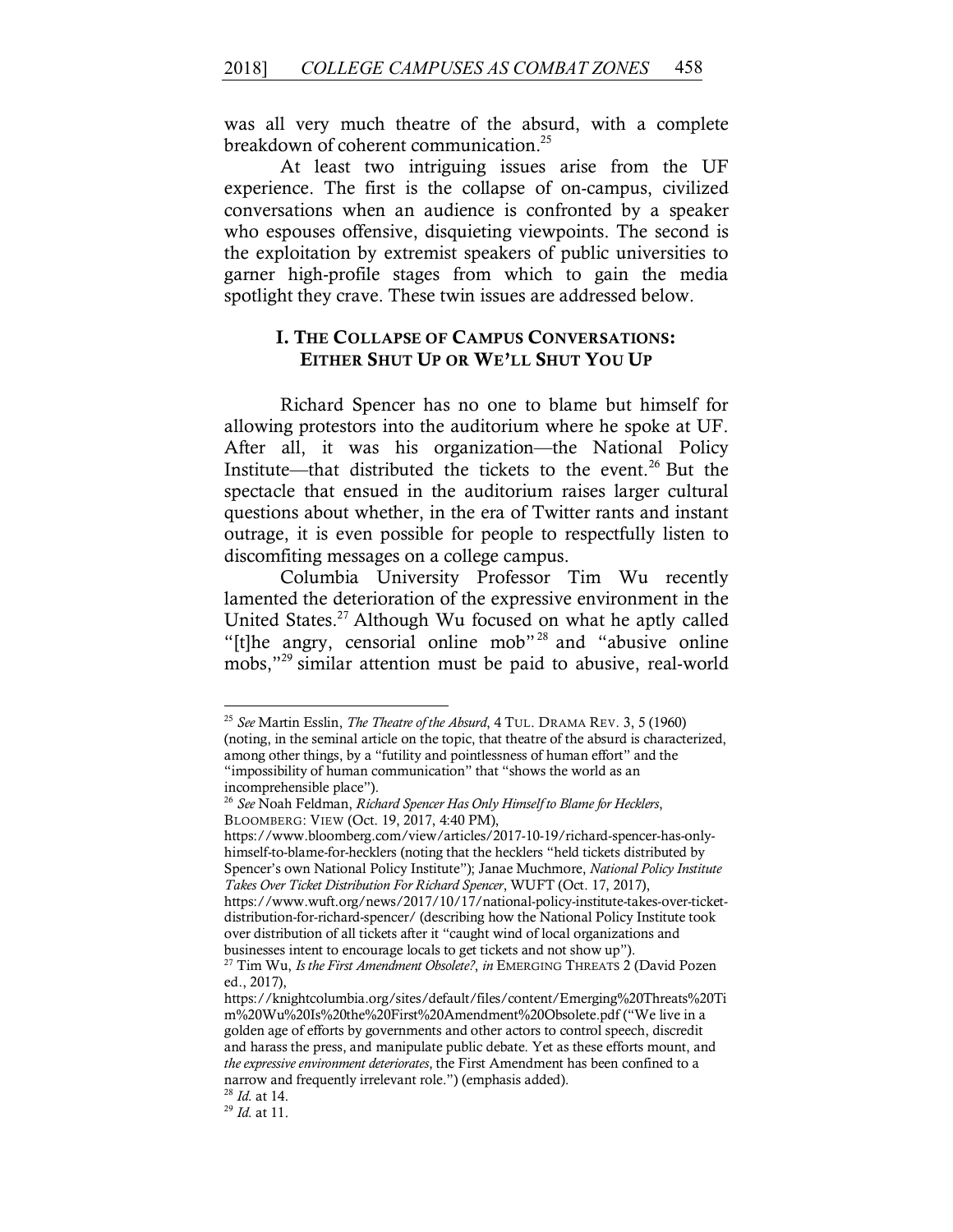was all very much theatre of the absurd, with a complete breakdown of coherent communication.[25]

At least two intriguing issues arise from the UF experience. The first is the collapse of on-campus, civilized conversations when an audience is confronted by a speaker who espouses offensive, disquieting viewpoints. The second is the exploitation by extremist speakers of public universities to garner high-profile stages from which to gain the media spotlight they crave. These twin issues are addressed below.

## I. The Collapse of Campus Conversations: Either Shut Up or We'll Shut You Up

Richard Spencer has no one to blame but himself for allowing protestors into the auditorium where he spoke at UF. After all, it was his organization—the National Policy Institute—that distributed the tickets to the event.[26] But the spectacle that ensued in the auditorium raises larger cultural questions about whether, in the era of Twitter rants and instant outrage, it is even possible for people to respectfully listen to discomfiting messages on a college campus.

Columbia University Professor Tim Wu recently lamented the deterioration of the expressive environment in the United States.[27] Although Wu focused on what he aptly called "[t]he angry, censorial online mob"[28] and "abusive online mobs,"[29] similar attention must be paid to abusive, real-world

---

[25] *See* Martin Esslin, *The Theatre of the Absurd*, 4 Tul. Drama Rev. 3, 5 (1960) (noting, in the seminal article on the topic, that theatre of the absurd is characterized, among other things, by a "futility and pointlessness of human effort" and the "impossibility of human communication" that "shows the world as an incomprehensible place").

[26] *See* Noah Feldman, *Richard Spencer Has Only Himself to Blame for Hecklers*, Bloomberg: View (Oct. 19, 2017, 4:40 PM), https://www.bloomberg.com/view/articles/2017-10-19/richard-spencer-has-only-himself-to-blame-for-hecklers (noting that the hecklers "held tickets distributed by Spencer's own National Policy Institute"); Janae Muchmore, *National Policy Institute Takes Over Ticket Distribution For Richard Spencer*, WUFT (Oct. 17, 2017), https://www.wuft.org/news/2017/10/17/national-policy-institute-takes-over-ticket-distribution-for-richard-spencer/ (describing how the National Policy Institute took over distribution of all tickets after it "caught wind of local organizations and businesses intent to encourage locals to get tickets and not show up").

[27] Tim Wu, *Is the First Amendment Obsolete?*, *in* Emerging Threats 2 (David Pozen ed., 2017), https://knightcolumbia.org/sites/default/files/content/Emerging%20Threats%20Tim%20Wu%20Is%20the%20First%20Amendment%20Obsolete.pdf ("We live in a golden age of efforts by governments and other actors to control speech, discredit and harass the press, and manipulate public debate. Yet as these efforts mount, and *the expressive environment deteriorates*, the First Amendment has been confined to a narrow and frequently irrelevant role.") (emphasis added).

[28] *Id.* at 14.

[29] *Id.* at 11.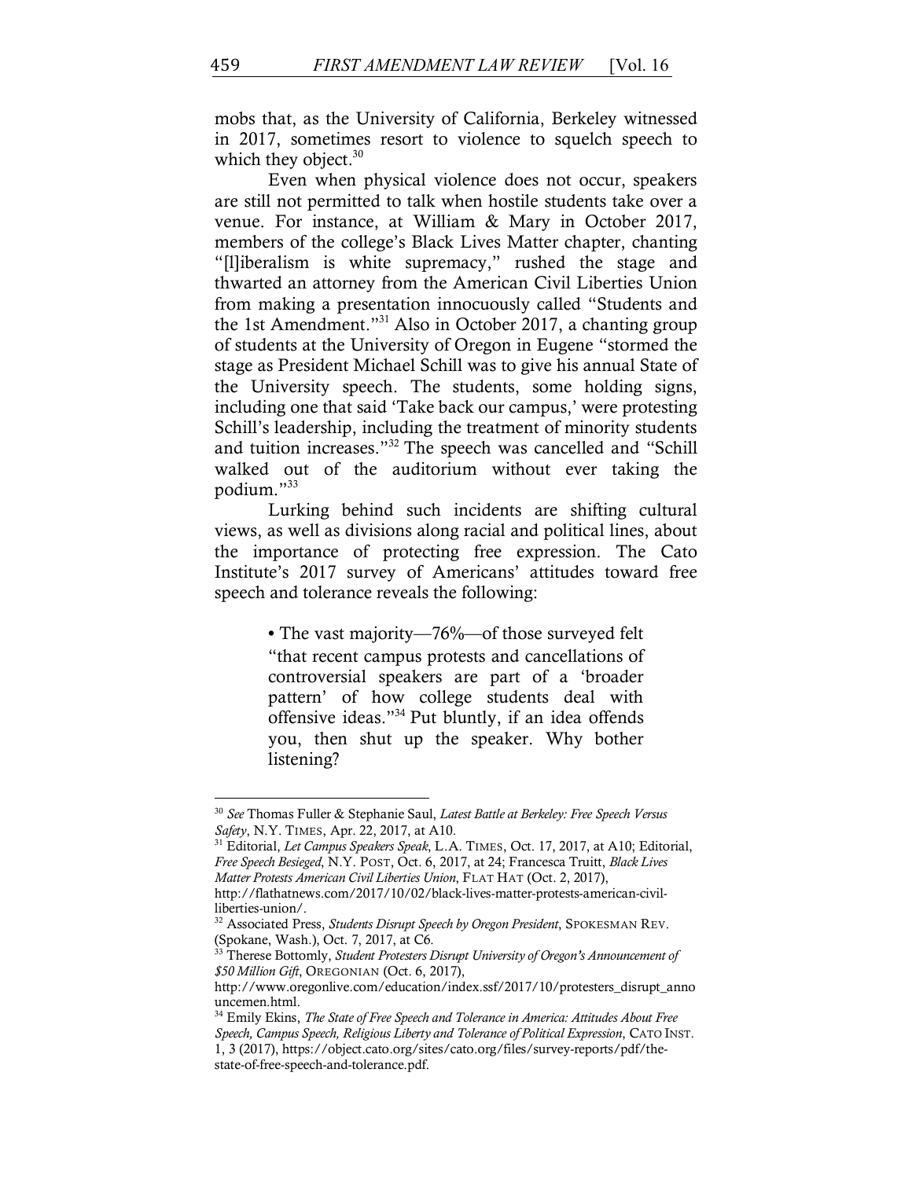mobs that, as the University of California, Berkeley witnessed in 2017, sometimes resort to violence to squelch speech to which they object.[30]

Even when physical violence does not occur, speakers are still not permitted to talk when hostile students take over a venue. For instance, at William & Mary in October 2017, members of the college's Black Lives Matter chapter, chanting "[l]iberalism is white supremacy," rushed the stage and thwarted an attorney from the American Civil Liberties Union from making a presentation innocuously called "Students and the 1st Amendment."[31] Also in October 2017, a chanting group of students at the University of Oregon in Eugene "stormed the stage as President Michael Schill was to give his annual State of the University speech. The students, some holding signs, including one that said 'Take back our campus,' were protesting Schill's leadership, including the treatment of minority students and tuition increases."[32] The speech was cancelled and "Schill walked out of the auditorium without ever taking the podium."[33]

Lurking behind such incidents are shifting cultural views, as well as divisions along racial and political lines, about the importance of protecting free expression. The Cato Institute's 2017 survey of Americans' attitudes toward free speech and tolerance reveals the following:

> • The vast majority—76%—of those surveyed felt "that recent campus protests and cancellations of controversial speakers are part of a 'broader pattern' of how college students deal with offensive ideas."[34] Put bluntly, if an idea offends you, then shut up the speaker. Why bother listening?

---

[30] *See* Thomas Fuller & Stephanie Saul, *Latest Battle at Berkeley: Free Speech Versus Safety*, N.Y. TIMES, Apr. 22, 2017, at A10.

[31] Editorial, *Let Campus Speakers Speak*, L.A. TIMES, Oct. 17, 2017, at A10; Editorial, *Free Speech Besieged*, N.Y. POST, Oct. 6, 2017, at 24; Francesca Truitt, *Black Lives Matter Protests American Civil Liberties Union*, FLAT HAT (Oct. 2, 2017), http://flathatnews.com/2017/10/02/black-lives-matter-protests-american-civil-liberties-union/.

[32] Associated Press, *Students Disrupt Speech by Oregon President*, SPOKESMAN REV. (Spokane, Wash.), Oct. 7, 2017, at C6.

[33] Therese Bottomly, *Student Protesters Disrupt University of Oregon's Announcement of $50 Million Gift*, OREGONIAN (Oct. 6, 2017), http://www.oregonlive.com/education/index.ssf/2017/10/protesters_disrupt_announcemen.html.

[34] Emily Ekins, *The State of Free Speech and Tolerance in America: Attitudes About Free Speech, Campus Speech, Religious Liberty and Tolerance of Political Expression*, CATO INST. 1, 3 (2017), https://object.cato.org/sites/cato.org/files/survey-reports/pdf/the-state-of-free-speech-and-tolerance.pdf.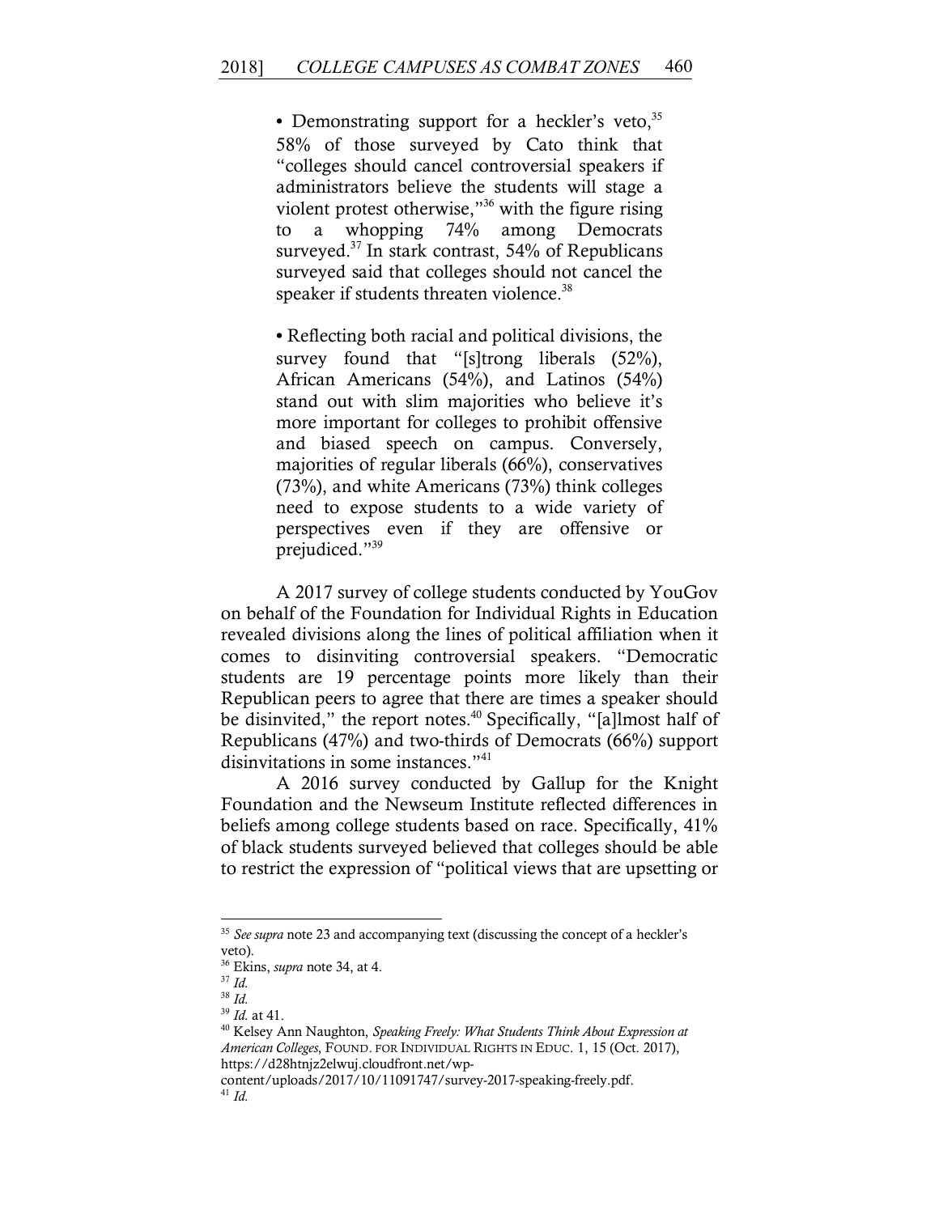• Demonstrating support for a heckler's veto,[35] 58% of those surveyed by Cato think that "colleges should cancel controversial speakers if administrators believe the students will stage a violent protest otherwise,"[36] with the figure rising to a whopping 74% among Democrats surveyed.[37] In stark contrast, 54% of Republicans surveyed said that colleges should not cancel the speaker if students threaten violence.[38]

• Reflecting both racial and political divisions, the survey found that "[s]trong liberals (52%), African Americans (54%), and Latinos (54%) stand out with slim majorities who believe it's more important for colleges to prohibit offensive and biased speech on campus. Conversely, majorities of regular liberals (66%), conservatives (73%), and white Americans (73%) think colleges need to expose students to a wide variety of perspectives even if they are offensive or prejudiced."[39]

A 2017 survey of college students conducted by YouGov on behalf of the Foundation for Individual Rights in Education revealed divisions along the lines of political affiliation when it comes to disinviting controversial speakers. "Democratic students are 19 percentage points more likely than their Republican peers to agree that there are times a speaker should be disinvited," the report notes.[40] Specifically, "[a]lmost half of Republicans (47%) and two-thirds of Democrats (66%) support disinvitations in some instances."[41]

A 2016 survey conducted by Gallup for the Knight Foundation and the Newseum Institute reflected differences in beliefs among college students based on race. Specifically, 41% of black students surveyed believed that colleges should be able to restrict the expression of "political views that are upsetting or

---

[35] *See supra* note 23 and accompanying text (discussing the concept of a heckler's veto).

[36] Ekins, *supra* note 34, at 4.

[37] *Id.*

[38] *Id.*

[39] *Id.* at 41.

[40] Kelsey Ann Naughton, *Speaking Freely: What Students Think About Expression at American Colleges*, FOUND. FOR INDIVIDUAL RIGHTS IN EDUC. 1, 15 (Oct. 2017), https://d28htnjz2elwuj.cloudfront.net/wp-content/uploads/2017/10/11091747/survey-2017-speaking-freely.pdf.

[41] *Id.*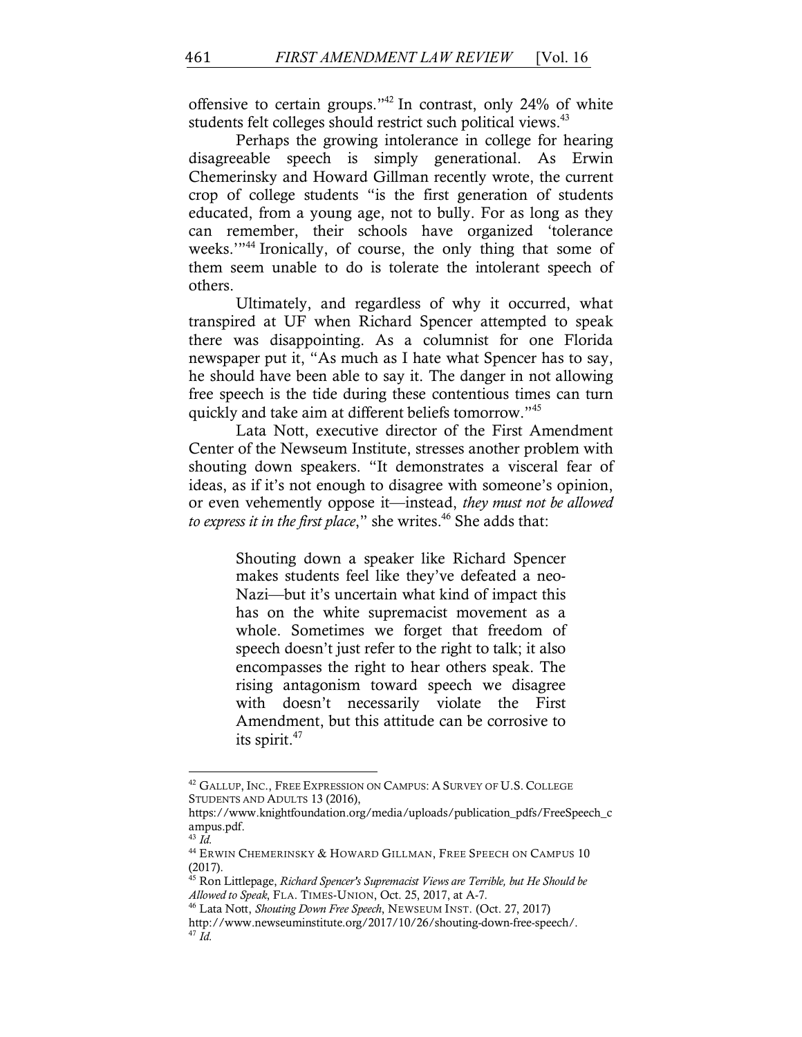offensive to certain groups."[42] In contrast, only 24% of white students felt colleges should restrict such political views.[43]

Perhaps the growing intolerance in college for hearing disagreeable speech is simply generational. As Erwin Chemerinsky and Howard Gillman recently wrote, the current crop of college students "is the first generation of students educated, from a young age, not to bully. For as long as they can remember, their schools have organized 'tolerance weeks.'"[44] Ironically, of course, the only thing that some of them seem unable to do is tolerate the intolerant speech of others.

Ultimately, and regardless of why it occurred, what transpired at UF when Richard Spencer attempted to speak there was disappointing. As a columnist for one Florida newspaper put it, "As much as I hate what Spencer has to say, he should have been able to say it. The danger in not allowing free speech is the tide during these contentious times can turn quickly and take aim at different beliefs tomorrow."[45]

Lata Nott, executive director of the First Amendment Center of the Newseum Institute, stresses another problem with shouting down speakers. "It demonstrates a visceral fear of ideas, as if it's not enough to disagree with someone's opinion, or even vehemently oppose it—instead, *they must not be allowed to express it in the first place*," she writes.[46] She adds that:

> Shouting down a speaker like Richard Spencer makes students feel like they've defeated a neo-Nazi—but it's uncertain what kind of impact this has on the white supremacist movement as a whole. Sometimes we forget that freedom of speech doesn't just refer to the right to talk; it also encompasses the right to hear others speak. The rising antagonism toward speech we disagree with doesn't necessarily violate the First Amendment, but this attitude can be corrosive to its spirit.[47]

---

[42] GALLUP, INC., FREE EXPRESSION ON CAMPUS: A SURVEY OF U.S. COLLEGE STUDENTS AND ADULTS 13 (2016), https://www.knightfoundation.org/media/uploads/publication_pdfs/FreeSpeech_campus.pdf.

[43] *Id.*

[44] ERWIN CHEMERINSKY & HOWARD GILLMAN, FREE SPEECH ON CAMPUS 10 (2017).

[45] Ron Littlepage, *Richard Spencer's Supremacist Views are Terrible, but He Should be Allowed to Speak*, FLA. TIMES-UNION, Oct. 25, 2017, at A-7.

[46] Lata Nott, *Shouting Down Free Speech*, NEWSEUM INST. (Oct. 27, 2017) http://www.newseuminstitute.org/2017/10/26/shouting-down-free-speech/.

[47] *Id.*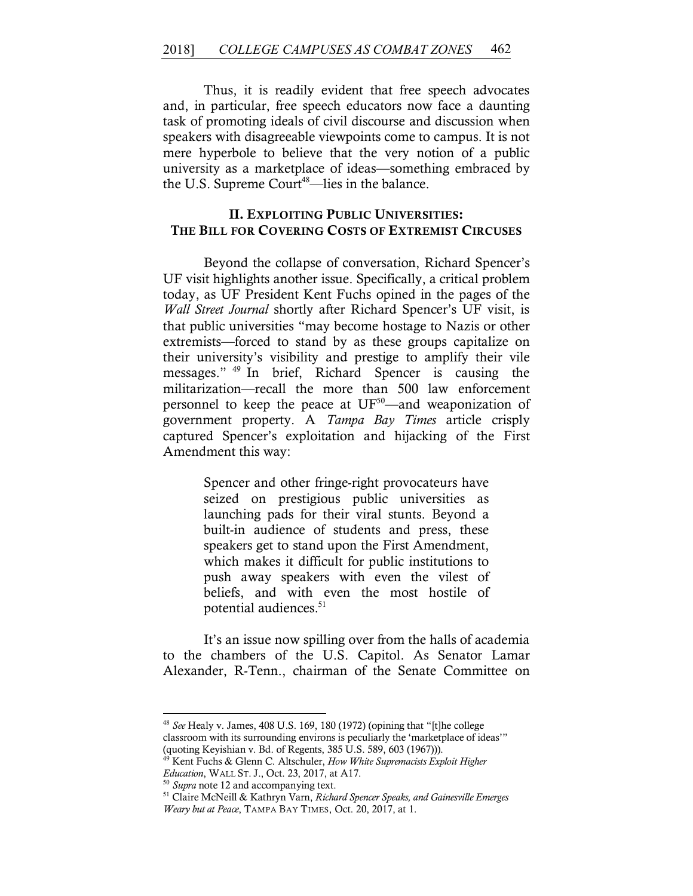Thus, it is readily evident that free speech advocates and, in particular, free speech educators now face a daunting task of promoting ideals of civil discourse and discussion when speakers with disagreeable viewpoints come to campus. It is not mere hyperbole to believe that the very notion of a public university as a marketplace of ideas—something embraced by the U.S. Supreme Court[48]—lies in the balance.

## II. EXPLOITING PUBLIC UNIVERSITIES: THE BILL FOR COVERING COSTS OF EXTREMIST CIRCUSES

Beyond the collapse of conversation, Richard Spencer's UF visit highlights another issue. Specifically, a critical problem today, as UF President Kent Fuchs opined in the pages of the *Wall Street Journal* shortly after Richard Spencer's UF visit, is that public universities "may become hostage to Nazis or other extremists—forced to stand by as these groups capitalize on their university's visibility and prestige to amplify their vile messages." [49] In brief, Richard Spencer is causing the militarization—recall the more than 500 law enforcement personnel to keep the peace at UF[50]—and weaponization of government property. A *Tampa Bay Times* article crisply captured Spencer's exploitation and hijacking of the First Amendment this way:

> Spencer and other fringe-right provocateurs have seized on prestigious public universities as launching pads for their viral stunts. Beyond a built-in audience of students and press, these speakers get to stand upon the First Amendment, which makes it difficult for public institutions to push away speakers with even the vilest of beliefs, and with even the most hostile of potential audiences.[51]

It's an issue now spilling over from the halls of academia to the chambers of the U.S. Capitol. As Senator Lamar Alexander, R-Tenn., chairman of the Senate Committee on

---

[48] *See* Healy v. James, 408 U.S. 169, 180 (1972) (opining that "[t]he college classroom with its surrounding environs is peculiarly the 'marketplace of ideas'" (quoting Keyishian v. Bd. of Regents, 385 U.S. 589, 603 (1967))).

[49] Kent Fuchs & Glenn C. Altschuler, *How White Supremacists Exploit Higher Education*, WALL ST. J., Oct. 23, 2017, at A17.

[50] *Supra* note 12 and accompanying text.

[51] Claire McNeill & Kathryn Varn, *Richard Spencer Speaks, and Gainesville Emerges Weary but at Peace*, TAMPA BAY TIMES, Oct. 20, 2017, at 1.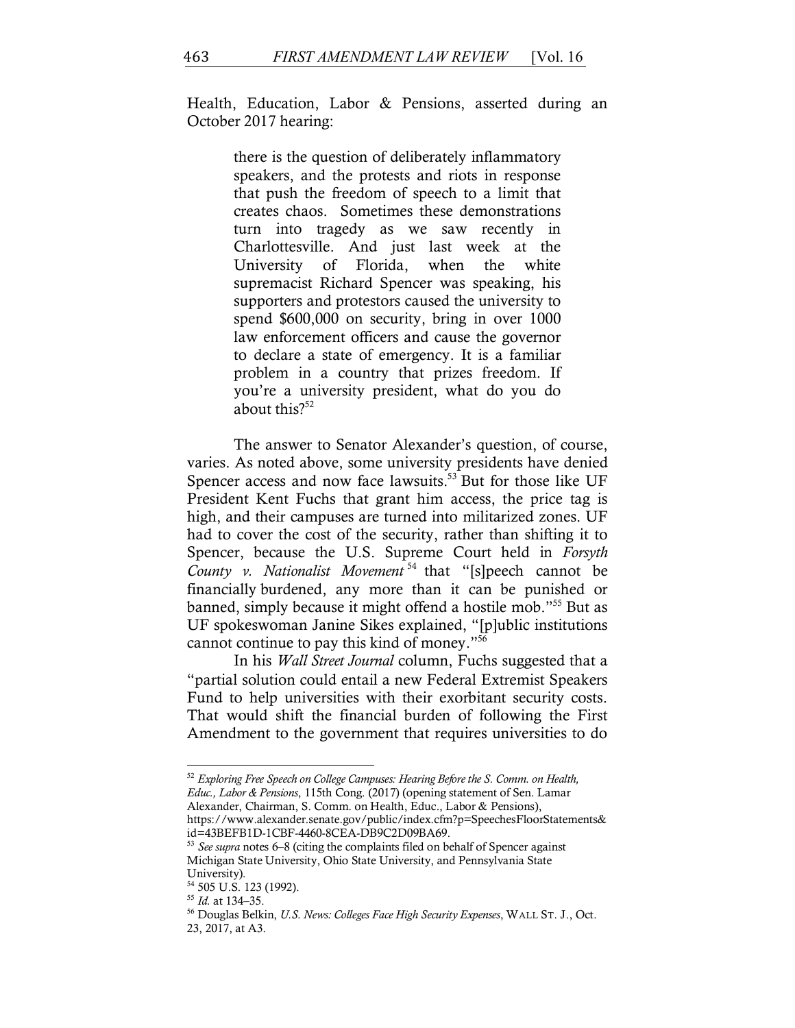Health, Education, Labor & Pensions, asserted during an October 2017 hearing:

> there is the question of deliberately inflammatory speakers, and the protests and riots in response that push the freedom of speech to a limit that creates chaos. Sometimes these demonstrations turn into tragedy as we saw recently in Charlottesville. And just last week at the University of Florida, when the white supremacist Richard Spencer was speaking, his supporters and protestors caused the university to spend $600,000 on security, bring in over 1000 law enforcement officers and cause the governor to declare a state of emergency. It is a familiar problem in a country that prizes freedom. If you're a university president, what do you do about this?[52]

The answer to Senator Alexander's question, of course, varies. As noted above, some university presidents have denied Spencer access and now face lawsuits.[53] But for those like UF President Kent Fuchs that grant him access, the price tag is high, and their campuses are turned into militarized zones. UF had to cover the cost of the security, rather than shifting it to Spencer, because the U.S. Supreme Court held in *Forsyth County v. Nationalist Movement*[54] that "[s]peech cannot be financially burdened, any more than it can be punished or banned, simply because it might offend a hostile mob."[55] But as UF spokeswoman Janine Sikes explained, "[p]ublic institutions cannot continue to pay this kind of money."[56]

In his *Wall Street Journal* column, Fuchs suggested that a "partial solution could entail a new Federal Extremist Speakers Fund to help universities with their exorbitant security costs. That would shift the financial burden of following the First Amendment to the government that requires universities to do

---

[52] *Exploring Free Speech on College Campuses: Hearing Before the S. Comm. on Health, Educ., Labor & Pensions*, 115th Cong. (2017) (opening statement of Sen. Lamar Alexander, Chairman, S. Comm. on Health, Educ., Labor & Pensions), https://www.alexander.senate.gov/public/index.cfm?p=SpeechesFloorStatements&id=43BEFB1D-1CBF-4460-8CEA-DB9C2D09BA69.

[53] *See supra* notes 6–8 (citing the complaints filed on behalf of Spencer against Michigan State University, Ohio State University, and Pennsylvania State University).

[54] 505 U.S. 123 (1992).

[55] *Id.* at 134–35.

[56] Douglas Belkin, *U.S. News: Colleges Face High Security Expenses*, WALL ST. J., Oct. 23, 2017, at A3.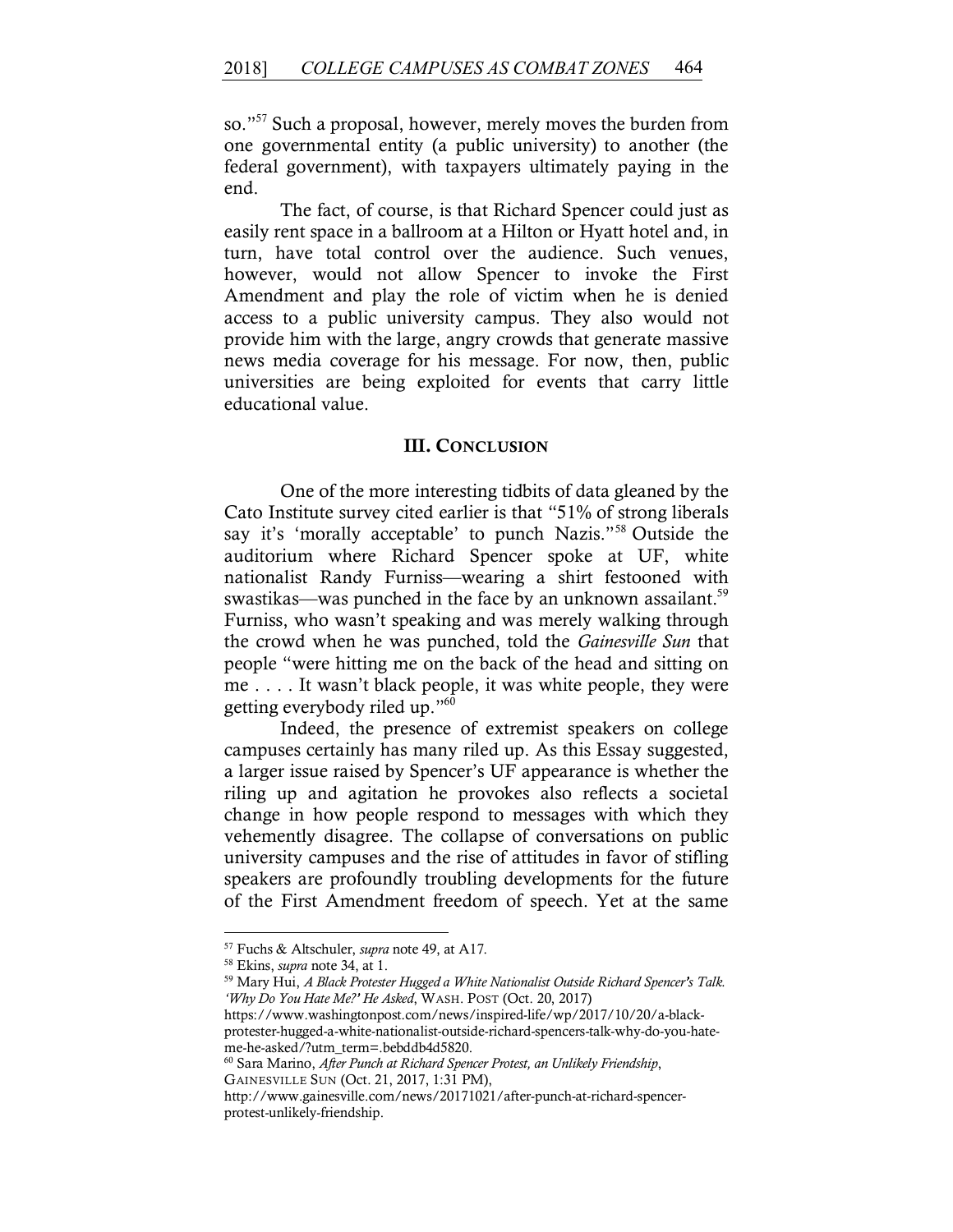so."[57] Such a proposal, however, merely moves the burden from one governmental entity (a public university) to another (the federal government), with taxpayers ultimately paying in the end.

The fact, of course, is that Richard Spencer could just as easily rent space in a ballroom at a Hilton or Hyatt hotel and, in turn, have total control over the audience. Such venues, however, would not allow Spencer to invoke the First Amendment and play the role of victim when he is denied access to a public university campus. They also would not provide him with the large, angry crowds that generate massive news media coverage for his message. For now, then, public universities are being exploited for events that carry little educational value.

## III. Conclusion

One of the more interesting tidbits of data gleaned by the Cato Institute survey cited earlier is that "51% of strong liberals say it's 'morally acceptable' to punch Nazis."[58] Outside the auditorium where Richard Spencer spoke at UF, white nationalist Randy Furniss—wearing a shirt festooned with swastikas—was punched in the face by an unknown assailant.[59] Furniss, who wasn't speaking and was merely walking through the crowd when he was punched, told the *Gainesville Sun* that people "were hitting me on the back of the head and sitting on me . . . . It wasn't black people, it was white people, they were getting everybody riled up."[60]

Indeed, the presence of extremist speakers on college campuses certainly has many riled up. As this Essay suggested, a larger issue raised by Spencer's UF appearance is whether the riling up and agitation he provokes also reflects a societal change in how people respond to messages with which they vehemently disagree. The collapse of conversations on public university campuses and the rise of attitudes in favor of stifling speakers are profoundly troubling developments for the future of the First Amendment freedom of speech. Yet at the same

---

[57] Fuchs & Altschuler, *supra* note 49, at A17.

[58] Ekins, *supra* note 34, at 1.

[59] Mary Hui, *A Black Protester Hugged a White Nationalist Outside Richard Spencer's Talk. 'Why Do You Hate Me?' He Asked*, WASH. POST (Oct. 20, 2017) https://www.washingtonpost.com/news/inspired-life/wp/2017/10/20/a-black-protester-hugged-a-white-nationalist-outside-richard-spencers-talk-why-do-you-hate-me-he-asked/?utm_term=.bebddb4d5820.

[60] Sara Marino, *After Punch at Richard Spencer Protest, an Unlikely Friendship*, GAINESVILLE SUN (Oct. 21, 2017, 1:31 PM), http://www.gainesville.com/news/20171021/after-punch-at-richard-spencer-protest-unlikely-friendship.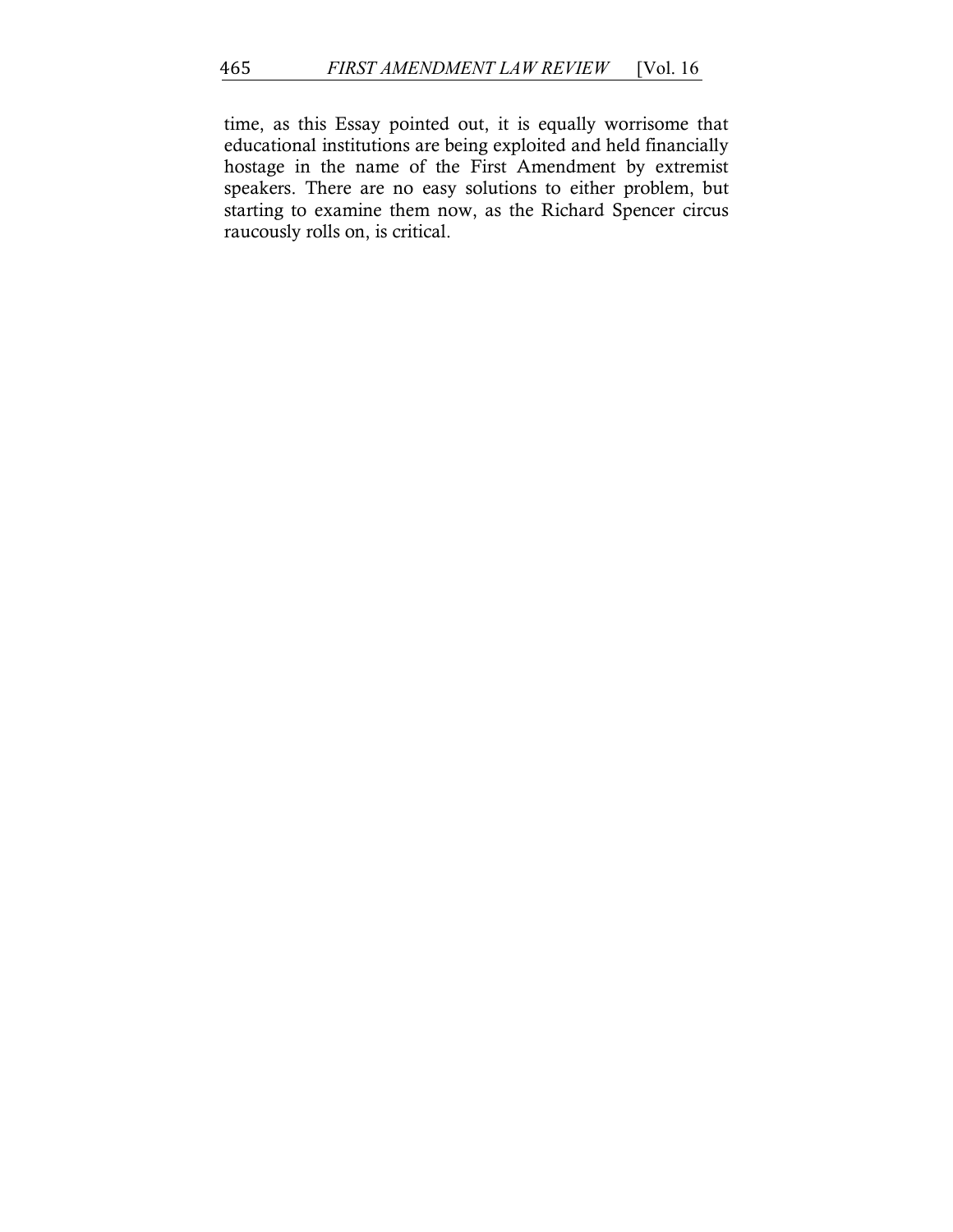time, as this Essay pointed out, it is equally worrisome that educational institutions are being exploited and held financially hostage in the name of the First Amendment by extremist speakers. There are no easy solutions to either problem, but starting to examine them now, as the Richard Spencer circus raucously rolls on, is critical.